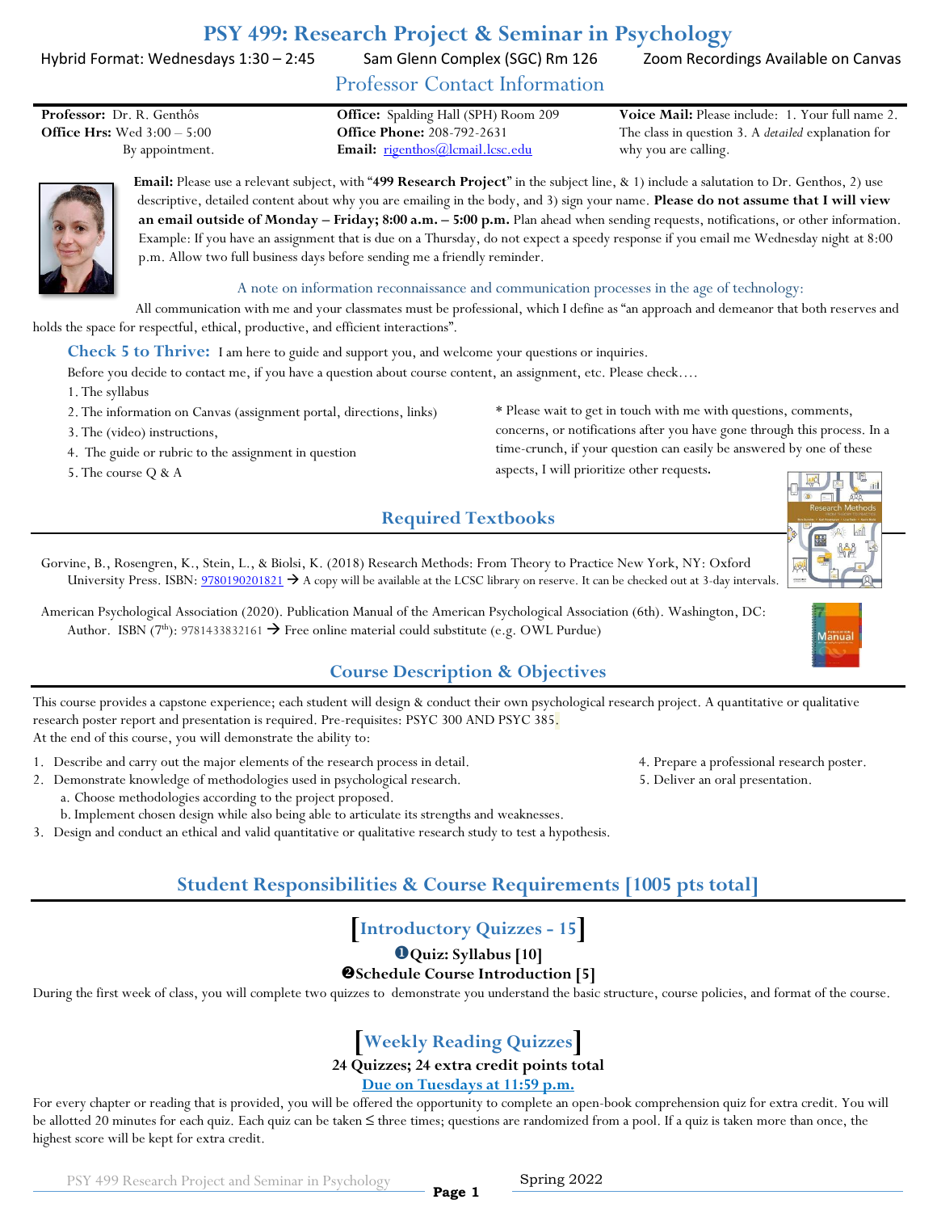# PSY 499: Research Project & Seminar in Psychology

Hybrid Format: Wednesdays 1:30 – 2:45 | Sam Glenn Complex (SGC) Rm 126 | Zoom Recordings Available on Canvas

## Professor Contact Information

**Professor:** Dr. R. Genthôs
**Office Hrs:** Wed 3:00 – 5:00
By appointment.

**Office:** Spalding Hall (SPH) Room 209
**Office Phone:** 208-792-2631
**Email:** rigenthos@lcmail.lcsc.edu

**Voice Mail:** Please include: 1. Your full name 2. The class in question 3. A *detailed* explanation for why you are calling.

**Email:** Please use a relevant subject, with "**499 Research Project**" in the subject line, & 1) include a salutation to Dr. Genthos, 2) use descriptive, detailed content about why you are emailing in the body, and 3) sign your name. **Please do not assume that I will view an email outside of Monday – Friday; 8:00 a.m. – 5:00 p.m.** Plan ahead when sending requests, notifications, or other information. Example: If you have an assignment that is due on a Thursday, do not expect a speedy response if you email me Wednesday night at 8:00 p.m. Allow two full business days before sending me a friendly reminder.

### A note on information reconnaissance and communication processes in the age of technology:

All communication with me and your classmates must be professional, which I define as "an approach and demeanor that both reserves and holds the space for respectful, ethical, productive, and efficient interactions".

**Check 5 to Thrive:** I am here to guide and support you, and welcome your questions or inquiries.

Before you decide to contact me, if you have a question about course content, an assignment, etc. Please check….

1. The syllabus
2. The information on Canvas (assignment portal, directions, links)
3. The (video) instructions,
4. The guide or rubric to the assignment in question
5. The course Q & A

\* Please wait to get in touch with me with questions, comments, concerns, or notifications after you have gone through this process. In a time-crunch, if your question can easily be answered by one of these aspects, I will prioritize other requests.

## Required Textbooks

Gorvine, B., Rosengren, K., Stein, L., & Biolsi, K. (2018) Research Methods: From Theory to Practice New York, NY: Oxford University Press. ISBN: 9780190201821 → A copy will be available at the LCSC library on reserve. It can be checked out at 3-day intervals.

American Psychological Association (2020). Publication Manual of the American Psychological Association (6th). Washington, DC: Author. ISBN (7th): 9781433832161 → Free online material could substitute (e.g. OWL Purdue)

## Course Description & Objectives

This course provides a capstone experience; each student will design & conduct their own psychological research project. A quantitative or qualitative research poster report and presentation is required. Pre-requisites: PSYC 300 AND PSYC 385.

At the end of this course, you will demonstrate the ability to:

1. Describe and carry out the major elements of the research process in detail.
2. Demonstrate knowledge of methodologies used in psychological research.
   a. Choose methodologies according to the project proposed.
   b. Implement chosen design while also being able to articulate its strengths and weaknesses.
3. Design and conduct an ethical and valid quantitative or qualitative research study to test a hypothesis.
4. Prepare a professional research poster.
5. Deliver an oral presentation.

## Student Responsibilities & Course Requirements [1005 pts total]

### [Introductory Quizzes - 15]

**❶Quiz: Syllabus [10]**

**❷Schedule Course Introduction [5]**

During the first week of class, you will complete two quizzes to demonstrate you understand the basic structure, course policies, and format of the course.

### [Weekly Reading Quizzes]

**24 Quizzes; 24 extra credit points total**

**Due on Tuesdays at 11:59 p.m.**

For every chapter or reading that is provided, you will be offered the opportunity to complete an open-book comprehension quiz for extra credit. You will be allotted 20 minutes for each quiz. Each quiz can be taken ≤ three times; questions are randomized from a pool. If a quiz is taken more than once, the highest score will be kept for extra credit.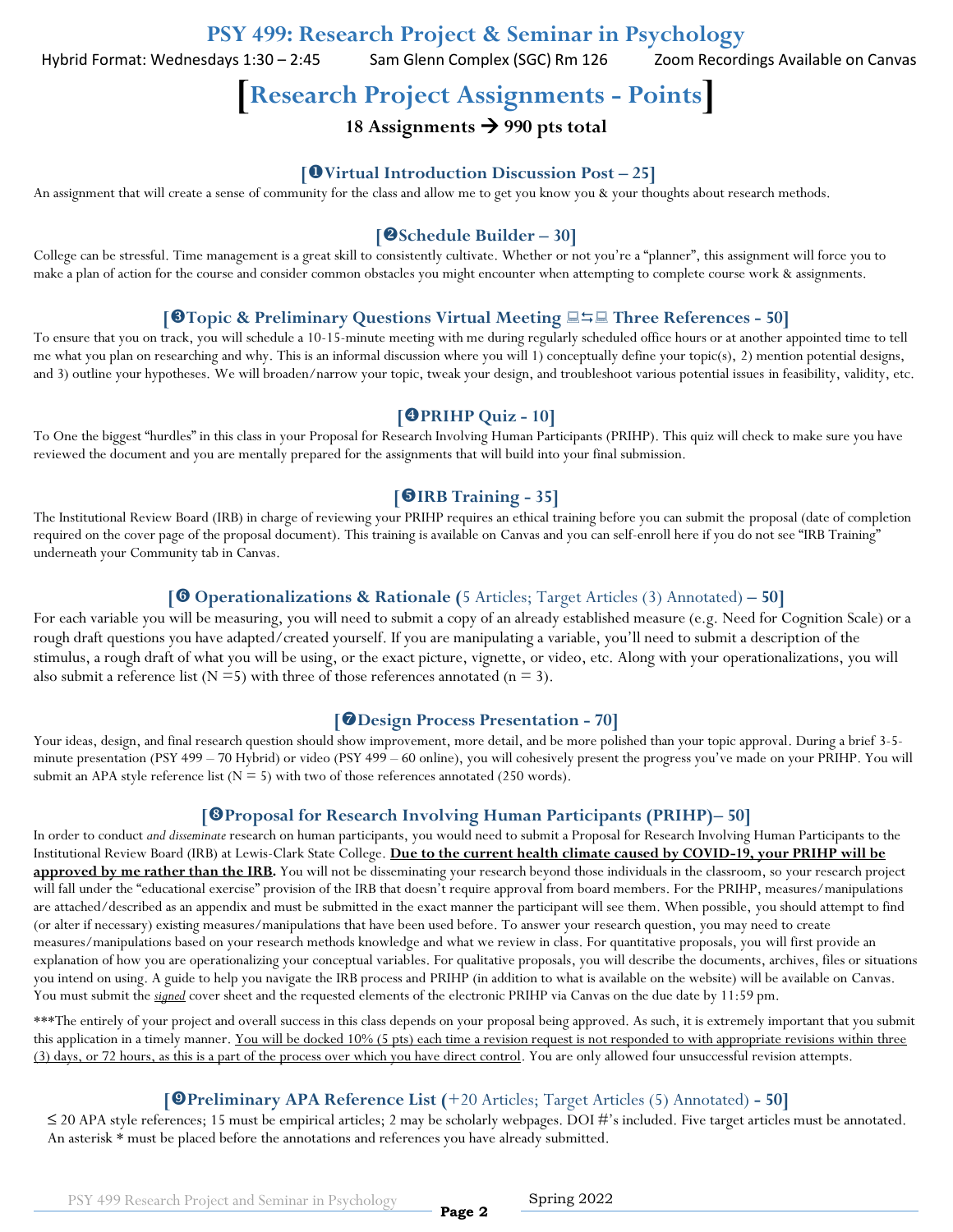# PSY 499: Research Project & Seminar in Psychology

Hybrid Format: Wednesdays 1:30 – 2:45 Sam Glenn Complex (SGC) Rm 126 Zoom Recordings Available on Canvas

# [Research Project Assignments - Points]

**18 Assignments → 990 pts total**

### [❶Virtual Introduction Discussion Post – 25]

An assignment that will create a sense of community for the class and allow me to get you know you & your thoughts about research methods.

### [❷Schedule Builder – 30]

College can be stressful. Time management is a great skill to consistently cultivate. Whether or not you're a "planner", this assignment will force you to make a plan of action for the course and consider common obstacles you might encounter when attempting to complete course work & assignments.

### [❸Topic & Preliminary Questions Virtual Meeting 💻⇆💻 Three References - 50]

To ensure that you on track, you will schedule a 10-15-minute meeting with me during regularly scheduled office hours or at another appointed time to tell me what you plan on researching and why. This is an informal discussion where you will 1) conceptually define your topic(s), 2) mention potential designs, and 3) outline your hypotheses. We will broaden/narrow your topic, tweak your design, and troubleshoot various potential issues in feasibility, validity, etc.

### [❹PRIHP Quiz - 10]

To One the biggest "hurdles" in this class in your Proposal for Research Involving Human Participants (PRIHP). This quiz will check to make sure you have reviewed the document and you are mentally prepared for the assignments that will build into your final submission.

### [❺IRB Training - 35]

The Institutional Review Board (IRB) in charge of reviewing your PRIHP requires an ethical training before you can submit the proposal (date of completion required on the cover page of the proposal document). This training is available on Canvas and you can self-enroll here if you do not see "IRB Training" underneath your Community tab in Canvas.

### [❻ Operationalizations & Rationale (5 Articles; Target Articles (3) Annotated) – 50]

For each variable you will be measuring, you will need to submit a copy of an already established measure (e.g. Need for Cognition Scale) or a rough draft questions you have adapted/created yourself. If you are manipulating a variable, you'll need to submit a description of the stimulus, a rough draft of what you will be using, or the exact picture, vignette, or video, etc. Along with your operationalizations, you will also submit a reference list (N =5) with three of those references annotated (n = 3).

### [❼Design Process Presentation - 70]

Your ideas, design, and final research question should show improvement, more detail, and be more polished than your topic approval. During a brief 3-5-minute presentation (PSY 499 – 70 Hybrid) or video (PSY 499 – 60 online), you will cohesively present the progress you've made on your PRIHP. You will submit an APA style reference list (N = 5) with two of those references annotated (250 words).

### [❽Proposal for Research Involving Human Participants (PRIHP)– 50]

In order to conduct *and disseminate* research on human participants, you would need to submit a Proposal for Research Involving Human Participants to the Institutional Review Board (IRB) at Lewis-Clark State College. **Due to the current health climate caused by COVID-19, your PRIHP will be approved by me rather than the IRB.** You will not be disseminating your research beyond those individuals in the classroom, so your research project will fall under the "educational exercise" provision of the IRB that doesn't require approval from board members. For the PRIHP, measures/manipulations are attached/described as an appendix and must be submitted in the exact manner the participant will see them. When possible, you should attempt to find (or alter if necessary) existing measures/manipulations that have been used before. To answer your research question, you may need to create measures/manipulations based on your research methods knowledge and what we review in class. For quantitative proposals, you will first provide an explanation of how you are operationalizing your conceptual variables. For qualitative proposals, you will describe the documents, archives, files or situations you intend on using. A guide to help you navigate the IRB process and PRIHP (in addition to what is available on the website) will be available on Canvas. You must submit the *signed* cover sheet and the requested elements of the electronic PRIHP via Canvas on the due date by 11:59 pm.

***The entirely of your project and overall success in this class depends on your proposal being approved. As such, it is extremely important that you submit this application in a timely manner. You will be docked 10% (5 pts) each time a revision request is not responded to with appropriate revisions within three (3) days, or 72 hours, as this is a part of the process over which you have direct control. You are only allowed four unsuccessful revision attempts.

### [❾Preliminary APA Reference List (+20 Articles; Target Articles (5) Annotated) - 50]

≤ 20 APA style references; 15 must be empirical articles; 2 may be scholarly webpages. DOI #'s included. Five target articles must be annotated. An asterisk * must be placed before the annotations and references you have already submitted.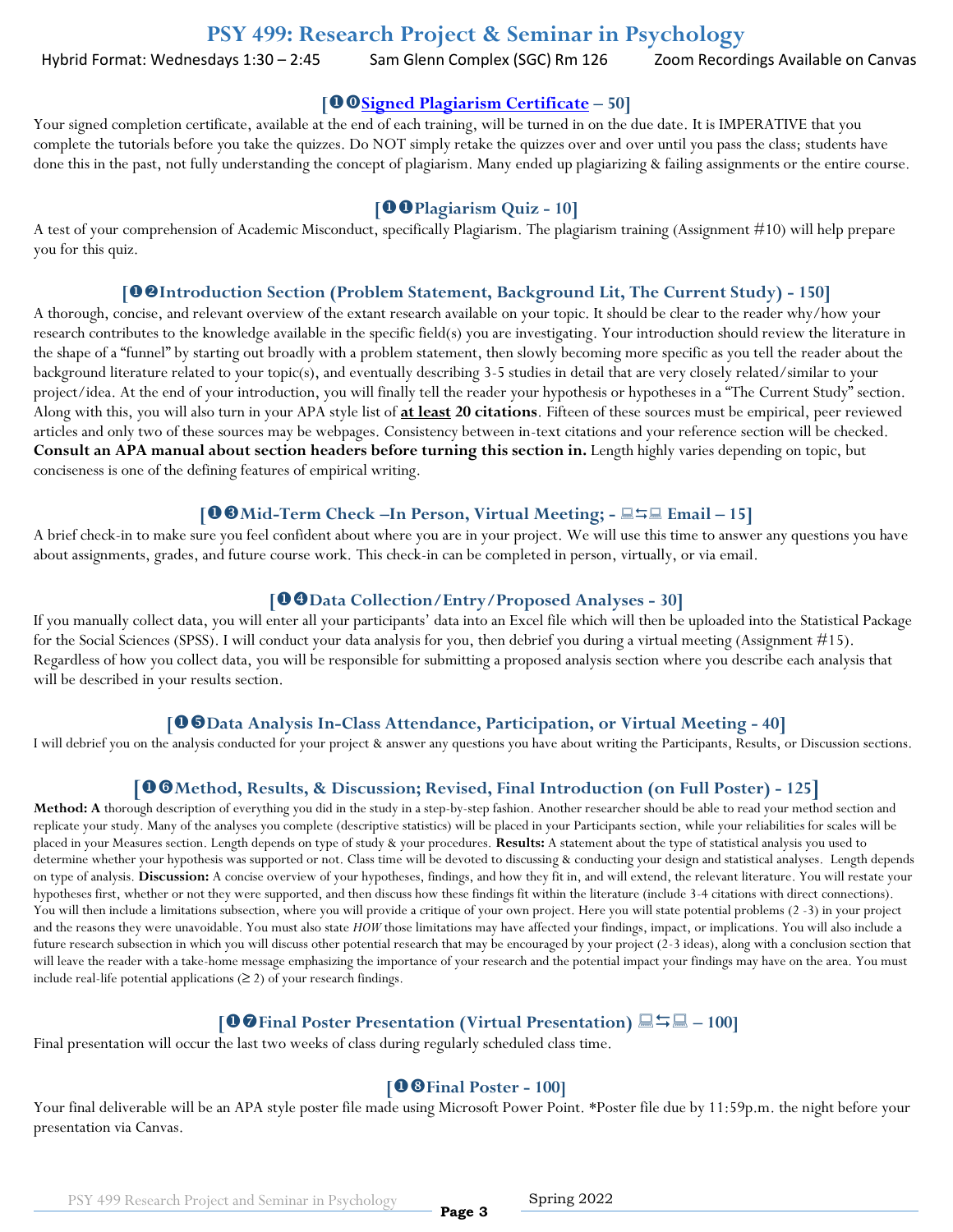# PSY 499: Research Project & Seminar in Psychology

Hybrid Format: Wednesdays 1:30 – 2:45 Sam Glenn Complex (SGC) Rm 126 Zoom Recordings Available on Canvas

### [❶⓿Signed Plagiarism Certificate – 50]

Your signed completion certificate, available at the end of each training, will be turned in on the due date. It is IMPERATIVE that you complete the tutorials before you take the quizzes. Do NOT simply retake the quizzes over and over until you pass the class; students have done this in the past, not fully understanding the concept of plagiarism. Many ended up plagiarizing & failing assignments or the entire course.

### [❶❶Plagiarism Quiz - 10]

A test of your comprehension of Academic Misconduct, specifically Plagiarism. The plagiarism training (Assignment #10) will help prepare you for this quiz.

### [❶❷Introduction Section (Problem Statement, Background Lit, The Current Study) - 150]

A thorough, concise, and relevant overview of the extant research available on your topic. It should be clear to the reader why/how your research contributes to the knowledge available in the specific field(s) you are investigating. Your introduction should review the literature in the shape of a "funnel" by starting out broadly with a problem statement, then slowly becoming more specific as you tell the reader about the background literature related to your topic(s), and eventually describing 3-5 studies in detail that are very closely related/similar to your project/idea. At the end of your introduction, you will finally tell the reader your hypothesis or hypotheses in a "The Current Study" section. Along with this, you will also turn in your APA style list of **at least 20 citations**. Fifteen of these sources must be empirical, peer reviewed articles and only two of these sources may be webpages. Consistency between in-text citations and your reference section will be checked. **Consult an APA manual about section headers before turning this section in.** Length highly varies depending on topic, but conciseness is one of the defining features of empirical writing.

### [❶❸Mid-Term Check –In Person, Virtual Meeting; - 💻⇆💻 Email – 15]

A brief check-in to make sure you feel confident about where you are in your project. We will use this time to answer any questions you have about assignments, grades, and future course work. This check-in can be completed in person, virtually, or via email.

### [❶❹Data Collection/Entry/Proposed Analyses - 30]

If you manually collect data, you will enter all your participants' data into an Excel file which will then be uploaded into the Statistical Package for the Social Sciences (SPSS). I will conduct your data analysis for you, then debrief you during a virtual meeting (Assignment #15). Regardless of how you collect data, you will be responsible for submitting a proposed analysis section where you describe each analysis that will be described in your results section.

### [❶❺Data Analysis In-Class Attendance, Participation, or Virtual Meeting - 40]

I will debrief you on the analysis conducted for your project & answer any questions you have about writing the Participants, Results, or Discussion sections.

### [❶❻Method, Results, & Discussion; Revised, Final Introduction (on Full Poster) - 125]

**Method: A** thorough description of everything you did in the study in a step-by-step fashion. Another researcher should be able to read your method section and replicate your study. Many of the analyses you complete (descriptive statistics) will be placed in your Participants section, while your reliabilities for scales will be placed in your Measures section. Length depends on type of study & your procedures. **Results:** A statement about the type of statistical analysis you used to determine whether your hypothesis was supported or not. Class time will be devoted to discussing & conducting your design and statistical analyses. Length depends on type of analysis. **Discussion:** A concise overview of your hypotheses, findings, and how they fit in, and will extend, the relevant literature. You will restate your hypotheses first, whether or not they were supported, and then discuss how these findings fit within the literature (include 3-4 citations with direct connections). You will then include a limitations subsection, where you will provide a critique of your own project. Here you will state potential problems (2 -3) in your project and the reasons they were unavoidable. You must also state *HOW* those limitations may have affected your findings, impact, or implications. You will also include a future research subsection in which you will discuss other potential research that may be encouraged by your project (2-3 ideas), along with a conclusion section that will leave the reader with a take-home message emphasizing the importance of your research and the potential impact your findings may have on the area. You must include real-life potential applications (≥ 2) of your research findings.

### [❶❼Final Poster Presentation (Virtual Presentation) 💻⇆💻 – 100]

Final presentation will occur the last two weeks of class during regularly scheduled class time.

### [❶❽Final Poster - 100]

Your final deliverable will be an APA style poster file made using Microsoft Power Point. *Poster file due by 11:59p.m. the night before your presentation via Canvas.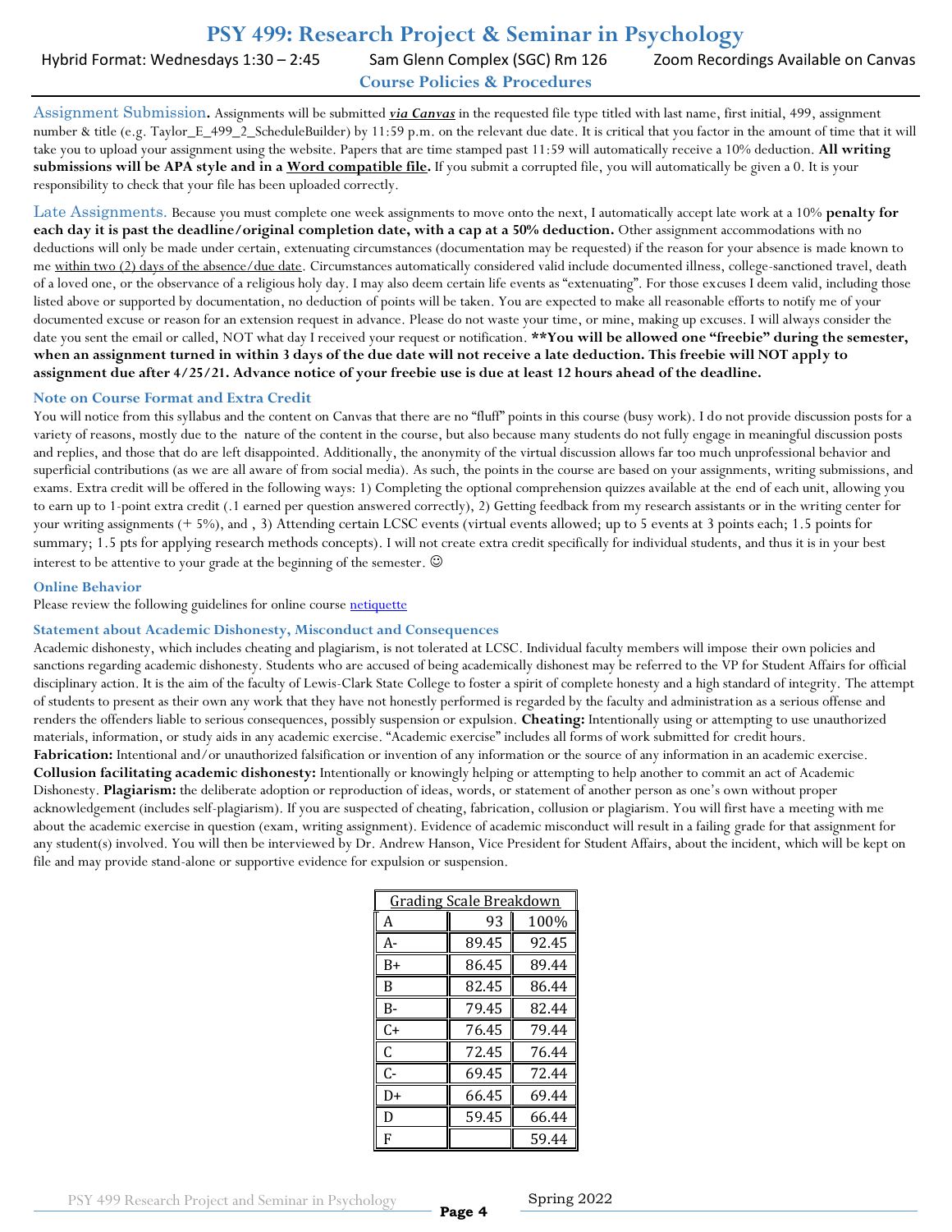# PSY 499: Research Project & Seminar in Psychology

Hybrid Format: Wednesdays 1:30 – 2:45 Sam Glenn Complex (SGC) Rm 126 Zoom Recordings Available on Canvas

## Course Policies & Procedures

**Assignment Submission.** Assignments will be submitted ***via Canvas*** in the requested file type titled with last name, first initial, 499, assignment number & title (e.g. Taylor_E_499_2_ScheduleBuilder) by 11:59 p.m. on the relevant due date. It is critical that you factor in the amount of time that it will take you to upload your assignment using the website. Papers that are time stamped past 11:59 will automatically receive a 10% deduction. **All writing submissions will be APA style and in a Word compatible file.** If you submit a corrupted file, you will automatically be given a 0. It is your responsibility to check that your file has been uploaded correctly.

**Late Assignments.** Because you must complete one week assignments to move onto the next, I automatically accept late work at a 10% **penalty for each day it is past the deadline/original completion date, with a cap at a 50% deduction.** Other assignment accommodations with no deductions will only be made under certain, extenuating circumstances (documentation may be requested) if the reason for your absence is made known to me within two (2) days of the absence/due date. Circumstances automatically considered valid include documented illness, college-sanctioned travel, death of a loved one, or the observance of a religious holy day. I may also deem certain life events as "extenuating". For those excuses I deem valid, including those listed above or supported by documentation, no deduction of points will be taken. You are expected to make all reasonable efforts to notify me of your documented excuse or reason for an extension request in advance. Please do not waste your time, or mine, making up excuses. I will always consider the date you sent the email or called, NOT what day I received your request or notification. **\*\*You will be allowed one "freebie" during the semester, when an assignment turned in within 3 days of the due date will not receive a late deduction. This freebie will NOT apply to assignment due after 4/25/21. Advance notice of your freebie use is due at least 12 hours ahead of the deadline.**

### Note on Course Format and Extra Credit

You will notice from this syllabus and the content on Canvas that there are no "fluff" points in this course (busy work). I do not provide discussion posts for a variety of reasons, mostly due to the nature of the content in the course, but also because many students do not fully engage in meaningful discussion posts and replies, and those that do are left disappointed. Additionally, the anonymity of the virtual discussion allows far too much unprofessional behavior and superficial contributions (as we are all aware of from social media). As such, the points in the course are based on your assignments, writing submissions, and exams. Extra credit will be offered in the following ways: 1) Completing the optional comprehension quizzes available at the end of each unit, allowing you to earn up to 1-point extra credit (.1 earned per question answered correctly), 2) Getting feedback from my research assistants or in the writing center for your writing assignments (+ 5%), and , 3) Attending certain LCSC events (virtual events allowed; up to 5 events at 3 points each; 1.5 points for summary; 1.5 pts for applying research methods concepts). I will not create extra credit specifically for individual students, and thus it is in your best interest to be attentive to your grade at the beginning of the semester. ☺

### Online Behavior

Please review the following guidelines for online course netiquette

### Statement about Academic Dishonesty, Misconduct and Consequences

Academic dishonesty, which includes cheating and plagiarism, is not tolerated at LCSC. Individual faculty members will impose their own policies and sanctions regarding academic dishonesty. Students who are accused of being academically dishonest may be referred to the VP for Student Affairs for official disciplinary action. It is the aim of the faculty of Lewis-Clark State College to foster a spirit of complete honesty and a high standard of integrity. The attempt of students to present as their own any work that they have not honestly performed is regarded by the faculty and administration as a serious offense and renders the offenders liable to serious consequences, possibly suspension or expulsion. **Cheating:** Intentionally using or attempting to use unauthorized materials, information, or study aids in any academic exercise. "Academic exercise" includes all forms of work submitted for credit hours.
**Fabrication:** Intentional and/or unauthorized falsification or invention of any information or the source of any information in an academic exercise.
**Collusion facilitating academic dishonesty:** Intentionally or knowingly helping or attempting to help another to commit an act of Academic Dishonesty. **Plagiarism:** the deliberate adoption or reproduction of ideas, words, or statement of another person as one's own without proper acknowledgement (includes self-plagiarism). If you are suspected of cheating, fabrication, collusion or plagiarism. You will first have a meeting with me about the academic exercise in question (exam, writing assignment). Evidence of academic misconduct will result in a failing grade for that assignment for any student(s) involved. You will then be interviewed by Dr. Andrew Hanson, Vice President for Student Affairs, about the incident, which will be kept on file and may provide stand-alone or supportive evidence for expulsion or suspension.

| Grading Scale Breakdown | | |
|---|---|---|
| A | 93 | 100% |
| A- | 89.45 | 92.45 |
| B+ | 86.45 | 89.44 |
| B | 82.45 | 86.44 |
| B- | 79.45 | 82.44 |
| C+ | 76.45 | 79.44 |
| C | 72.45 | 76.44 |
| C- | 69.45 | 72.44 |
| D+ | 66.45 | 69.44 |
| D | 59.45 | 66.44 |
| F | | 59.44 |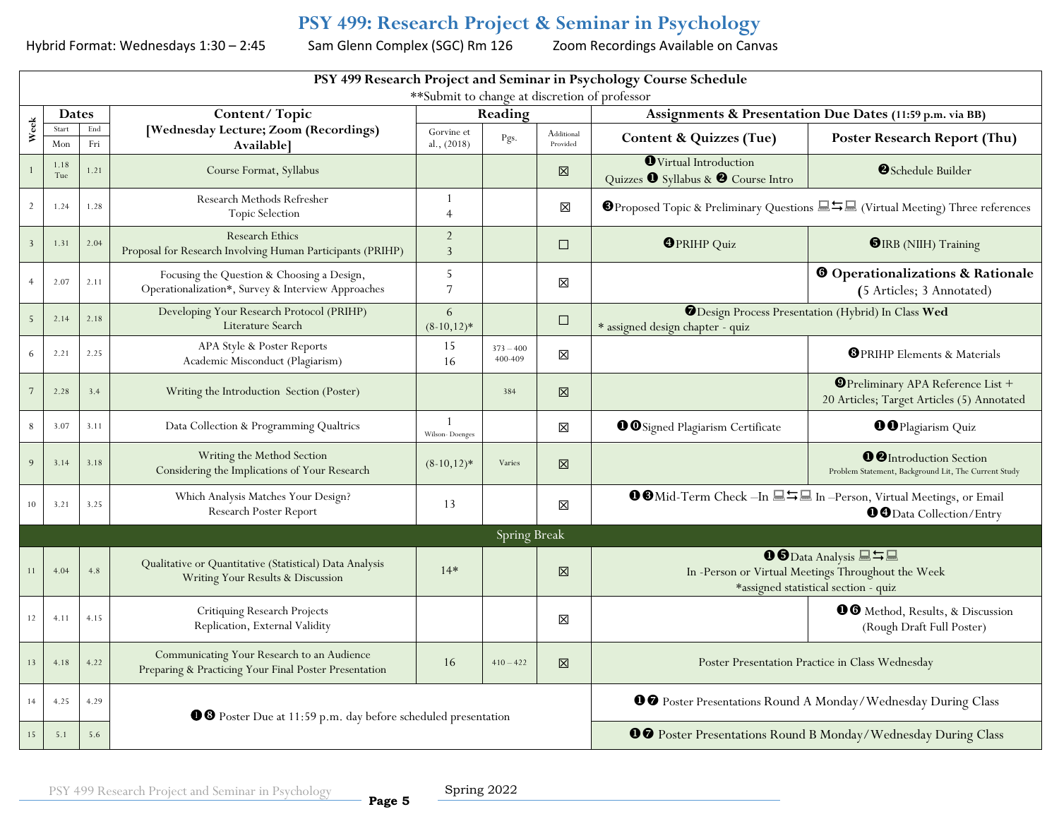# PSY 499: Research Project & Seminar in Psychology

Hybrid Format: Wednesdays 1:30 – 2:45 Sam Glenn Complex (SGC) Rm 126 Zoom Recordings Available on Canvas

**PSY 499 Research Project and Seminar in Psychology Course Schedule**
**Submit to change at discretion of professor

| Week | Dates | | Content/ Topic [Wednesday Lecture; Zoom (Recordings) Available] | Reading | | | Assignments & Presentation Due Dates (11:59 p.m. via BB) | |
|---|---|---|---|---|---|---|---|---|
| | Start Mon | End Fri | | Gorvine et al., (2018) | Pgs. | Additional Provided | Content & Quizzes (Tue) | Poster Research Report (Thu) |
| 1 | 1.18 Tue | 1.21 | Course Format, Syllabus | | | ☒ | ❶Virtual Introduction Quizzes ❶ Syllabus & ❷ Course Intro | ❷Schedule Builder |
| 2 | 1.24 | 1.28 | Research Methods Refresher Topic Selection | 1 4 | | ☒ | ❸Proposed Topic & Preliminary Questions 💻⇆💻 (Virtual Meeting) Three references | |
| 3 | 1.31 | 2.04 | Research Ethics Proposal for Research Involving Human Participants (PRIHP) | 2 3 | | ☐ | ❹PRIHP Quiz | ❺IRB (NIIH) Training |
| 4 | 2.07 | 2.11 | Focusing the Question & Choosing a Design, Operationalization*, Survey & Interview Approaches | 5 7 | | ☒ | | ❻ **Operationalizations & Rationale** (5 Articles; 3 Annotated) |
| 5 | 2.14 | 2.18 | Developing Your Research Protocol (PRIHP) Literature Search | 6 (8-10,12)* | | ☐ | ❼Design Process Presentation (Hybrid) In Class **Wed** * assigned design chapter - quiz | |
| 6 | 2.21 | 2.25 | APA Style & Poster Reports Academic Misconduct (Plagiarism) | 15 16 | 373 – 400 400-409 | ☒ | | ❽PRIHP Elements & Materials |
| 7 | 2.28 | 3.4 | Writing the Introduction Section (Poster) | | 384 | ☒ | | ❾Preliminary APA Reference List + 20 Articles; Target Articles (5) Annotated |
| 8 | 3.07 | 3.11 | Data Collection & Programming Qualtrics | 1 Wilson- Doenges | | ☒ | ❶⓿Signed Plagiarism Certificate | ❶❶Plagiarism Quiz |
| 9 | 3.14 | 3.18 | Writing the Method Section Considering the Implications of Your Research | (8-10,12)* | Varies | ☒ | | ❶❷Introduction Section Problem Statement, Background Lit, The Current Study |
| 10 | 3.21 | 3.25 | Which Analysis Matches Your Design? Research Poster Report | 13 | | ☒ | ❶❸Mid-Term Check –In 💻⇆💻 In –Person, Virtual Meetings, or Email ❶❹Data Collection/Entry | |
| | | | Spring Break | | | | | |
| 11 | 4.04 | 4.8 | Qualitative or Quantitative (Statistical) Data Analysis Writing Your Results & Discussion | 14* | | ☒ | ❶❺Data Analysis 💻⇆💻 In -Person or Virtual Meetings Throughout the Week *assigned statistical section - quiz | |
| 12 | 4.11 | 4.15 | Critiquing Research Projects Replication, External Validity | | | ☒ | | ❶❻ Method, Results, & Discussion (Rough Draft Full Poster) |
| 13 | 4.18 | 4.22 | Communicating Your Research to an Audience Preparing & Practicing Your Final Poster Presentation | 16 | 410 – 422 | ☒ | Poster Presentation Practice in Class Wednesday | |
| 14 | 4.25 | 4.29 | ❶❽ Poster Due at 11:59 p.m. day before scheduled presentation | | | | ❶❼ Poster Presentations Round A Monday/Wednesday During Class | |
| 15 | 5.1 | 5.6 | | | | | ❶❼ Poster Presentations Round B Monday/Wednesday During Class | |